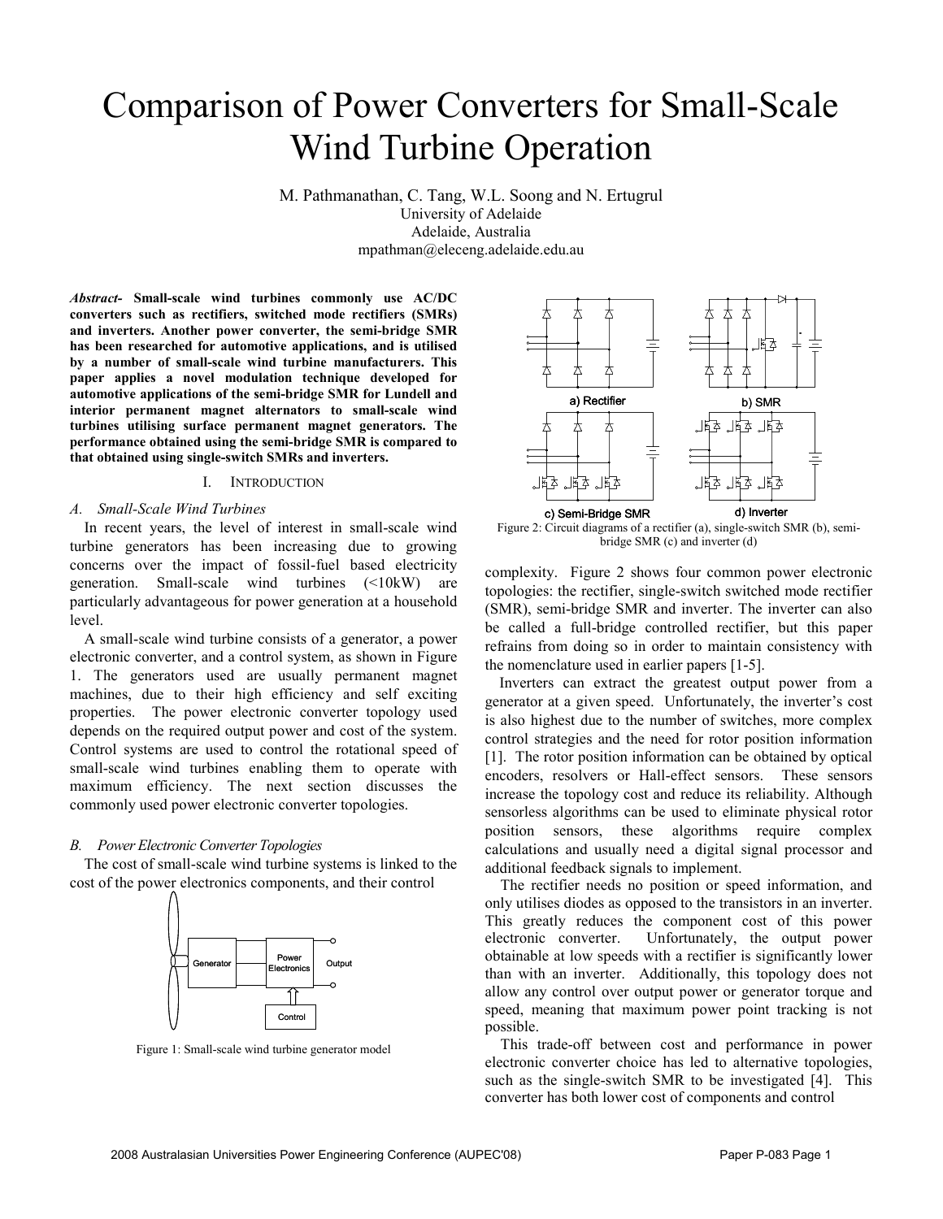# Comparison of Power Converters for Small-Scale Wind Turbine Operation

M. Pathmanathan, C. Tang, W.L. Soong and N. Ertugrul
University of Adelaide
Adelaide, Australia
mpathman@eleceng.adelaide.edu.au

***Abstract*- Small-scale wind turbines commonly use AC/DC converters such as rectifiers, switched mode rectifiers (SMRs) and inverters. Another power converter, the semi-bridge SMR has been researched for automotive applications, and is utilised by a number of small-scale wind turbine manufacturers. This paper applies a novel modulation technique developed for automotive applications of the semi-bridge SMR for Lundell and interior permanent magnet alternators to small-scale wind turbines utilising surface permanent magnet generators. The performance obtained using the semi-bridge SMR is compared to that obtained using single-switch SMRs and inverters.**

## I. Introduction

### A. Small-Scale Wind Turbines

In recent years, the level of interest in small-scale wind turbine generators has been increasing due to growing concerns over the impact of fossil-fuel based electricity generation. Small-scale wind turbines (<10kW) are particularly advantageous for power generation at a household level.

A small-scale wind turbine consists of a generator, a power electronic converter, and a control system, as shown in Figure 1. The generators used are usually permanent magnet machines, due to their high efficiency and self exciting properties. The power electronic converter topology used depends on the required output power and cost of the system. Control systems are used to control the rotational speed of small-scale wind turbines enabling them to operate with maximum efficiency. The next section discusses the commonly used power electronic converter topologies.

### B. Power Electronic Converter Topologies

The cost of small-scale wind turbine systems is linked to the cost of the power electronics components, and their control

Figure 1: Small-scale wind turbine generator model

Figure 2: Circuit diagrams of a rectifier (a), single-switch SMR (b), semi-bridge SMR (c) and inverter (d)

complexity. Figure 2 shows four common power electronic topologies: the rectifier, single-switch switched mode rectifier (SMR), semi-bridge SMR and inverter. The inverter can also be called a full-bridge controlled rectifier, but this paper refrains from doing so in order to maintain consistency with the nomenclature used in earlier papers [1-5].

Inverters can extract the greatest output power from a generator at a given speed. Unfortunately, the inverter's cost is also highest due to the number of switches, more complex control strategies and the need for rotor position information [1]. The rotor position information can be obtained by optical encoders, resolvers or Hall-effect sensors. These sensors increase the topology cost and reduce its reliability. Although sensorless algorithms can be used to eliminate physical rotor position sensors, these algorithms require complex calculations and usually need a digital signal processor and additional feedback signals to implement.

The rectifier needs no position or speed information, and only utilises diodes as opposed to the transistors in an inverter. This greatly reduces the component cost of this power electronic converter. Unfortunately, the output power obtainable at low speeds with a rectifier is significantly lower than with an inverter. Additionally, this topology does not allow any control over output power or generator torque and speed, meaning that maximum power point tracking is not possible.

This trade-off between cost and performance in power electronic converter choice has led to alternative topologies, such as the single-switch SMR to be investigated [4]. This converter has both lower cost of components and control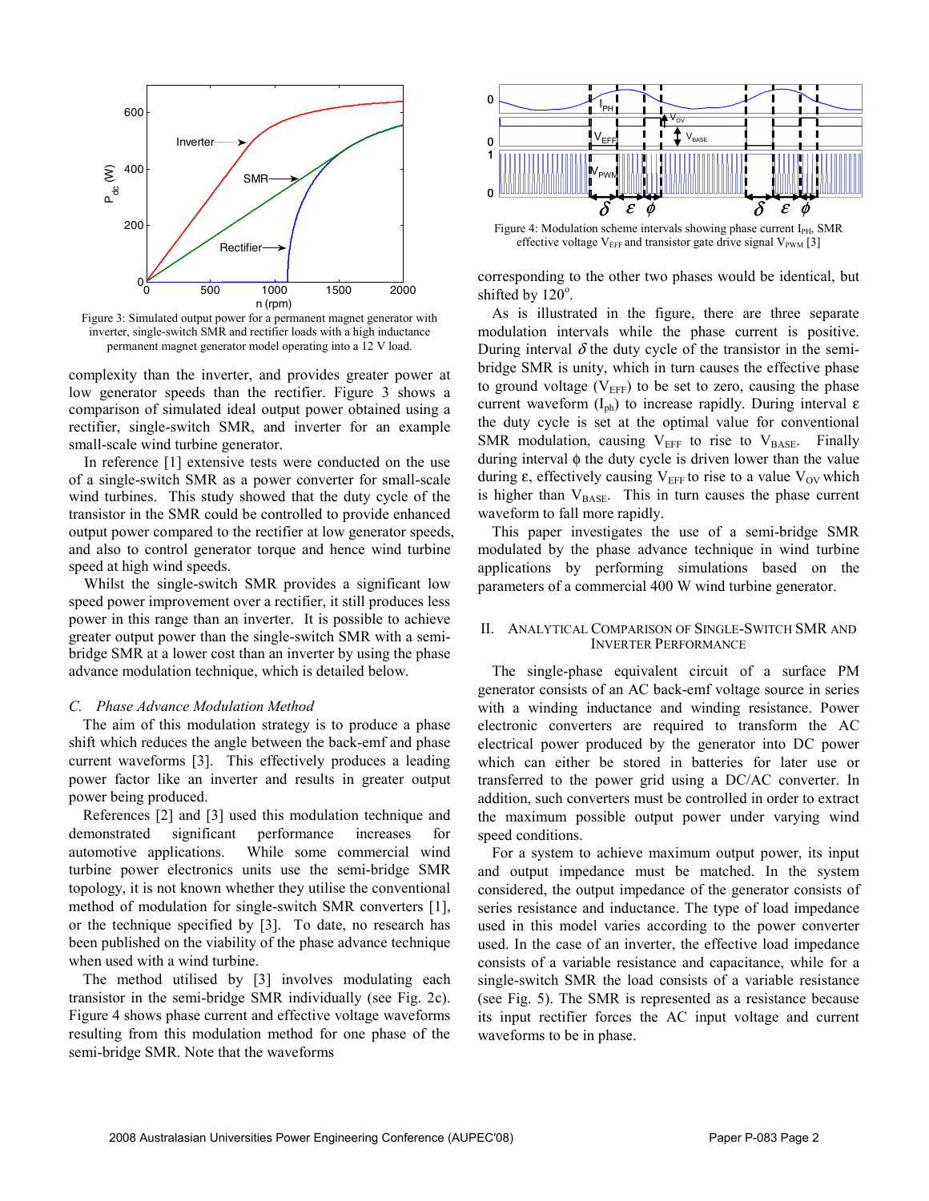Figure 3: Simulated output power for a permanent magnet generator with inverter, single-switch SMR and rectifier loads with a high inductance permanent magnet generator model operating into a 12 V load.

complexity than the inverter, and provides greater power at low generator speeds than the rectifier. Figure 3 shows a comparison of simulated ideal output power obtained using a rectifier, single-switch SMR, and inverter for an example small-scale wind turbine generator.

In reference [1] extensive tests were conducted on the use of a single-switch SMR as a power converter for small-scale wind turbines. This study showed that the duty cycle of the transistor in the SMR could be controlled to provide enhanced output power compared to the rectifier at low generator speeds, and also to control generator torque and hence wind turbine speed at high wind speeds.

Whilst the single-switch SMR provides a significant low speed power improvement over a rectifier, it still produces less power in this range than an inverter. It is possible to achieve greater output power than the single-switch SMR with a semi-bridge SMR at a lower cost than an inverter by using the phase advance modulation technique, which is detailed below.

### *C. Phase Advance Modulation Method*

The aim of this modulation strategy is to produce a phase shift which reduces the angle between the back-emf and phase current waveforms [3]. This effectively produces a leading power factor like an inverter and results in greater output power being produced.

References [2] and [3] used this modulation technique and demonstrated significant performance increases for automotive applications. While some commercial wind turbine power electronics units use the semi-bridge SMR topology, it is not known whether they utilise the conventional method of modulation for single-switch SMR converters [1], or the technique specified by [3]. To date, no research has been published on the viability of the phase advance technique when used with a wind turbine.

The method utilised by [3] involves modulating each transistor in the semi-bridge SMR individually (see Fig. 2c). Figure 4 shows phase current and effective voltage waveforms resulting from this modulation method for one phase of the semi-bridge SMR. Note that the waveforms corresponding to the other two phases would be identical, but shifted by 120°.

Figure 4: Modulation scheme intervals showing phase current $I_{PH}$, SMR effective voltage $V_{EFF}$ and transistor gate drive signal $V_{PWM}$ [3]

As is illustrated in the figure, there are three separate modulation intervals while the phase current is positive. During interval $\delta$ the duty cycle of the transistor in the semi-bridge SMR is unity, which in turn causes the effective phase to ground voltage ($V_{EFF}$) to be set to zero, causing the phase current waveform ($I_{ph}$) to increase rapidly. During interval $\varepsilon$ the duty cycle is set at the optimal value for conventional SMR modulation, causing $V_{EFF}$ to rise to $V_{BASE}$. Finally during interval $\phi$ the duty cycle is driven lower than the value during $\varepsilon$, effectively causing $V_{EFF}$ to rise to a value $V_{OV}$ which is higher than $V_{BASE}$. This in turn causes the phase current waveform to fall more rapidly.

This paper investigates the use of a semi-bridge SMR modulated by the phase advance technique in wind turbine applications by performing simulations based on the parameters of a commercial 400 W wind turbine generator.

## II. Analytical Comparison of Single-Switch SMR and Inverter Performance

The single-phase equivalent circuit of a surface PM generator consists of an AC back-emf voltage source in series with a winding inductance and winding resistance. Power electronic converters are required to transform the AC electrical power produced by the generator into DC power which can either be stored in batteries for later use or transferred to the power grid using a DC/AC converter. In addition, such converters must be controlled in order to extract the maximum possible output power under varying wind speed conditions.

For a system to achieve maximum output power, its input and output impedance must be matched. In the system considered, the output impedance of the generator consists of series resistance and inductance. The type of load impedance used in this model varies according to the power converter used. In the case of an inverter, the effective load impedance consists of a variable resistance and capacitance, while for a single-switch SMR the load consists of a variable resistance (see Fig. 5). The SMR is represented as a resistance because its input rectifier forces the AC input voltage and current waveforms to be in phase.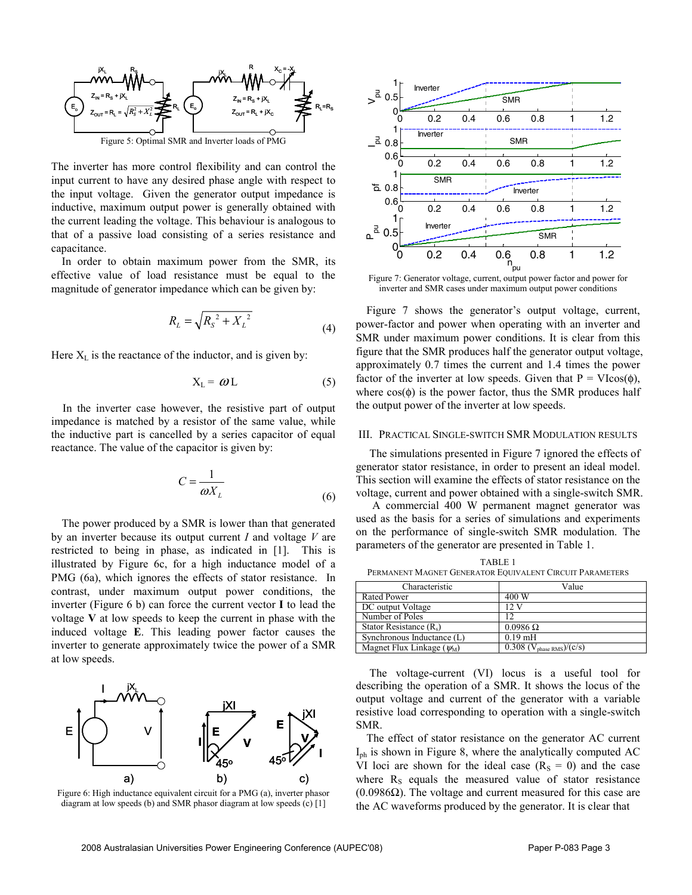Figure 5: Optimal SMR and Inverter loads of PMG

The inverter has more control flexibility and can control the input current to have any desired phase angle with respect to the input voltage. Given the generator output impedance is inductive, maximum output power is generally obtained with the current leading the voltage. This behaviour is analogous to that of a passive load consisting of a series resistance and capacitance.

In order to obtain maximum power from the SMR, its effective value of load resistance must be equal to the magnitude of generator impedance which can be given by:

$$R_L = \sqrt{R_S^{\,2} + X_L^{\,2}} \tag{4}$$

Here $X_L$ is the reactance of the inductor, and is given by:

$$X_L = \omega L \tag{5}$$

In the inverter case however, the resistive part of output impedance is matched by a resistor of the same value, while the inductive part is cancelled by a series capacitor of equal reactance. The value of the capacitor is given by:

$$C = \frac{1}{\omega X_L} \tag{6}$$

The power produced by a SMR is lower than that generated by an inverter because its output current $I$ and voltage $V$ are restricted to being in phase, as indicated in [1]. This is illustrated by Figure 6c, for a high inductance model of a PMG (6a), which ignores the effects of stator resistance. In contrast, under maximum output power conditions, the inverter (Figure 6 b) can force the current vector **I** to lead the voltage **V** at low speeds to keep the current in phase with the induced voltage **E**. This leading power factor causes the inverter to generate approximately twice the power of a SMR at low speeds.

Figure 6: High inductance equivalent circuit for a PMG (a), inverter phasor diagram at low speeds (b) and SMR phasor diagram at low speeds (c) [1]

Figure 7: Generator voltage, current, output power factor and power for inverter and SMR cases under maximum output power conditions

Figure 7 shows the generator's output voltage, current, power-factor and power when operating with an inverter and SMR under maximum power conditions. It is clear from this figure that the SMR produces half the generator output voltage, approximately 0.7 times the current and 1.4 times the power factor of the inverter at low speeds. Given that P = VIcos(ϕ), where cos(ϕ) is the power factor, thus the SMR produces half the output power of the inverter at low speeds.

## III. Practical Single-Switch SMR Modulation Results

The simulations presented in Figure 7 ignored the effects of generator stator resistance, in order to present an ideal model. This section will examine the effects of stator resistance on the voltage, current and power obtained with a single-switch SMR.

A commercial 400 W permanent magnet generator was used as the basis for a series of simulations and experiments on the performance of single-switch SMR modulation. The parameters of the generator are presented in Table 1.

TABLE 1
PERMANENT MAGNET GENERATOR EQUIVALENT CIRCUIT PARAMETERS

| Characteristic | Value |
|---|---|
| Rated Power | 400 W |
| DC output Voltage | 12 V |
| Number of Poles | 12 |
| Stator Resistance ($R_s$) | 0.0986 Ω |
| Synchronous Inductance (L) | 0.19 mH |
| Magnet Flux Linkage ($\psi_M$) | 0.308 ($V_{phase\ RMS}$)/(c/s) |

The voltage-current (VI) locus is a useful tool for describing the operation of a SMR. It shows the locus of the output voltage and current of the generator with a variable resistive load corresponding to operation with a single-switch SMR.

The effect of stator resistance on the generator AC current $I_{ph}$ is shown in Figure 8, where the analytically computed AC VI loci are shown for the ideal case ($R_S$ = 0) and the case where $R_S$ equals the measured value of stator resistance (0.0986Ω). The voltage and current measured for this case are the AC waveforms produced by the generator. It is clear that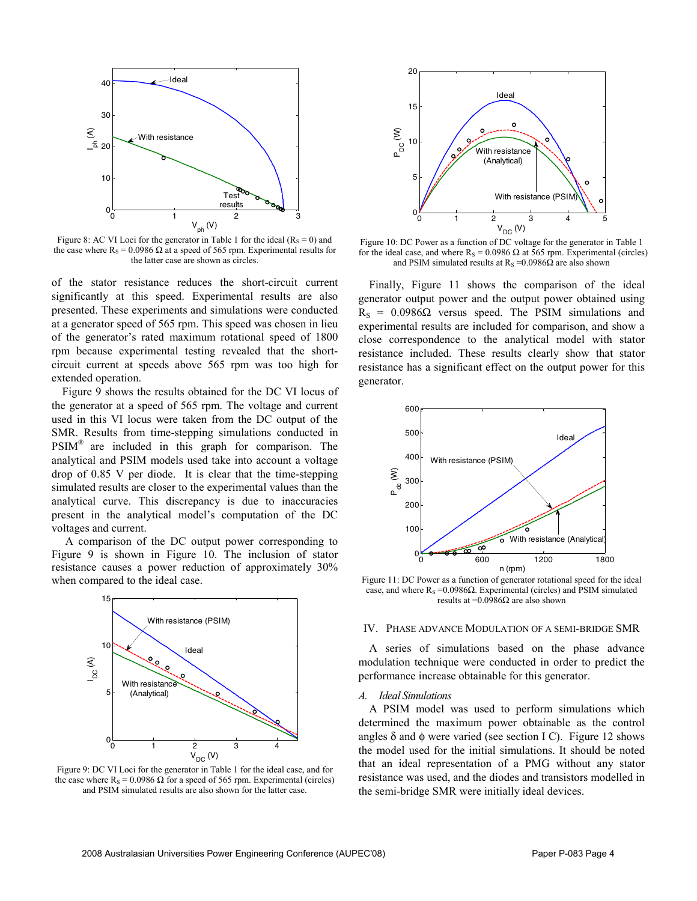Figure 8: AC VI Loci for the generator in Table 1 for the ideal ($R_S = 0$) and the case where $R_S = 0.0986\ \Omega$ at a speed of 565 rpm. Experimental results for the latter case are shown as circles.

of the stator resistance reduces the short-circuit current significantly at this speed. Experimental results are also presented. These experiments and simulations were conducted at a generator speed of 565 rpm. This speed was chosen in lieu of the generator's rated maximum rotational speed of 1800 rpm because experimental testing revealed that the short-circuit current at speeds above 565 rpm was too high for extended operation.

Figure 9 shows the results obtained for the DC VI locus of the generator at a speed of 565 rpm. The voltage and current used in this VI locus were taken from the DC output of the SMR. Results from time-stepping simulations conducted in PSIM® are included in this graph for comparison. The analytical and PSIM models used take into account a voltage drop of 0.85 V per diode. It is clear that the time-stepping simulated results are closer to the experimental values than the analytical curve. This discrepancy is due to inaccuracies present in the analytical model's computation of the DC voltages and current.

A comparison of the DC output power corresponding to Figure 9 is shown in Figure 10. The inclusion of stator resistance causes a power reduction of approximately 30% when compared to the ideal case.

Figure 9: DC VI Loci for the generator in Table 1 for the ideal case, and for the case where $R_S = 0.0986\ \Omega$ for a speed of 565 rpm. Experimental (circles) and PSIM simulated results are also shown for the latter case.

Figure 10: DC Power as a function of DC voltage for the generator in Table 1 for the ideal case, and where $R_S = 0.0986\ \Omega$ at 565 rpm. Experimental (circles) and PSIM simulated results at $R_S = 0.0986\Omega$ are also shown

Finally, Figure 11 shows the comparison of the ideal generator output power and the output power obtained using $R_S = 0.0986\Omega$ versus speed. The PSIM simulations and experimental results are included for comparison, and show a close correspondence to the analytical model with stator resistance included. These results clearly show that stator resistance has a significant effect on the output power for this generator.

Figure 11: DC Power as a function of generator rotational speed for the ideal case, and where $R_S = 0.0986\Omega$. Experimental (circles) and PSIM simulated results at $=0.0986\Omega$ are also shown

## IV. Phase Advance Modulation of a Semi-Bridge SMR

A series of simulations based on the phase advance modulation technique were conducted in order to predict the performance increase obtainable for this generator.

### A. *Ideal Simulations*

A PSIM model was used to perform simulations which determined the maximum power obtainable as the control angles $\delta$ and $\phi$ were varied (see section I C). Figure 12 shows the model used for the initial simulations. It should be noted that an ideal representation of a PMG without any stator resistance was used, and the diodes and transistors modelled in the semi-bridge SMR were initially ideal devices.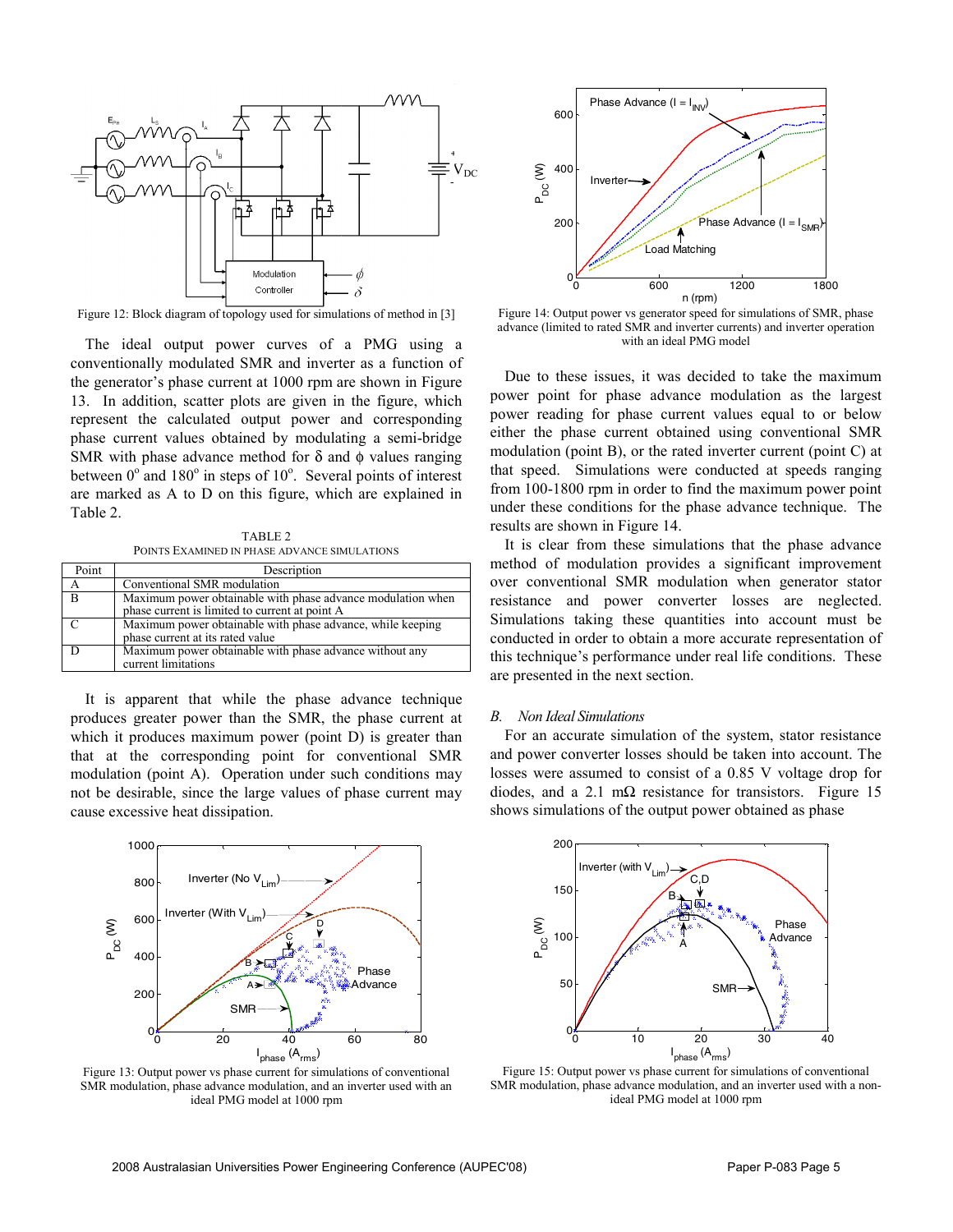Figure 12: Block diagram of topology used for simulations of method in [3]

The ideal output power curves of a PMG using a conventionally modulated SMR and inverter as a function of the generator's phase current at 1000 rpm are shown in Figure 13. In addition, scatter plots are given in the figure, which represent the calculated output power and corresponding phase current values obtained by modulating a semi-bridge SMR with phase advance method for $\delta$ and $\phi$ values ranging between $0^o$ and $180^o$ in steps of $10^o$. Several points of interest are marked as A to D on this figure, which are explained in Table 2.

TABLE 2
POINTS EXAMINED IN PHASE ADVANCE SIMULATIONS

| Point | Description |
|---|---|
| A | Conventional SMR modulation |
| B | Maximum power obtainable with phase advance modulation when phase current is limited to current at point A |
| C | Maximum power obtainable with phase advance, while keeping phase current at its rated value |
| D | Maximum power obtainable with phase advance without any current limitations |

It is apparent that while the phase advance technique produces greater power than the SMR, the phase current at which it produces maximum power (point D) is greater than that at the corresponding point for conventional SMR modulation (point A). Operation under such conditions may not be desirable, since the large values of phase current may cause excessive heat dissipation.

Figure 13: Output power vs phase current for simulations of conventional SMR modulation, phase advance modulation, and an inverter used with an ideal PMG model at 1000 rpm

Figure 14: Output power vs generator speed for simulations of SMR, phase advance (limited to rated SMR and inverter currents) and inverter operation with an ideal PMG model

Due to these issues, it was decided to take the maximum power point for phase advance modulation as the largest power reading for phase current values equal to or below either the phase current obtained using conventional SMR modulation (point B), or the rated inverter current (point C) at that speed. Simulations were conducted at speeds ranging from 100-1800 rpm in order to find the maximum power point under these conditions for the phase advance technique. The results are shown in Figure 14.

It is clear from these simulations that the phase advance method of modulation provides a significant improvement over conventional SMR modulation when generator stator resistance and power converter losses are neglected. Simulations taking these quantities into account must be conducted in order to obtain a more accurate representation of this technique's performance under real life conditions. These are presented in the next section.

### *B. Non Ideal Simulations*

For an accurate simulation of the system, stator resistance and power converter losses should be taken into account. The losses were assumed to consist of a 0.85 V voltage drop for diodes, and a 2.1 mΩ resistance for transistors. Figure 15 shows simulations of the output power obtained as phase

Figure 15: Output power vs phase current for simulations of conventional SMR modulation, phase advance modulation, and an inverter used with a non-ideal PMG model at 1000 rpm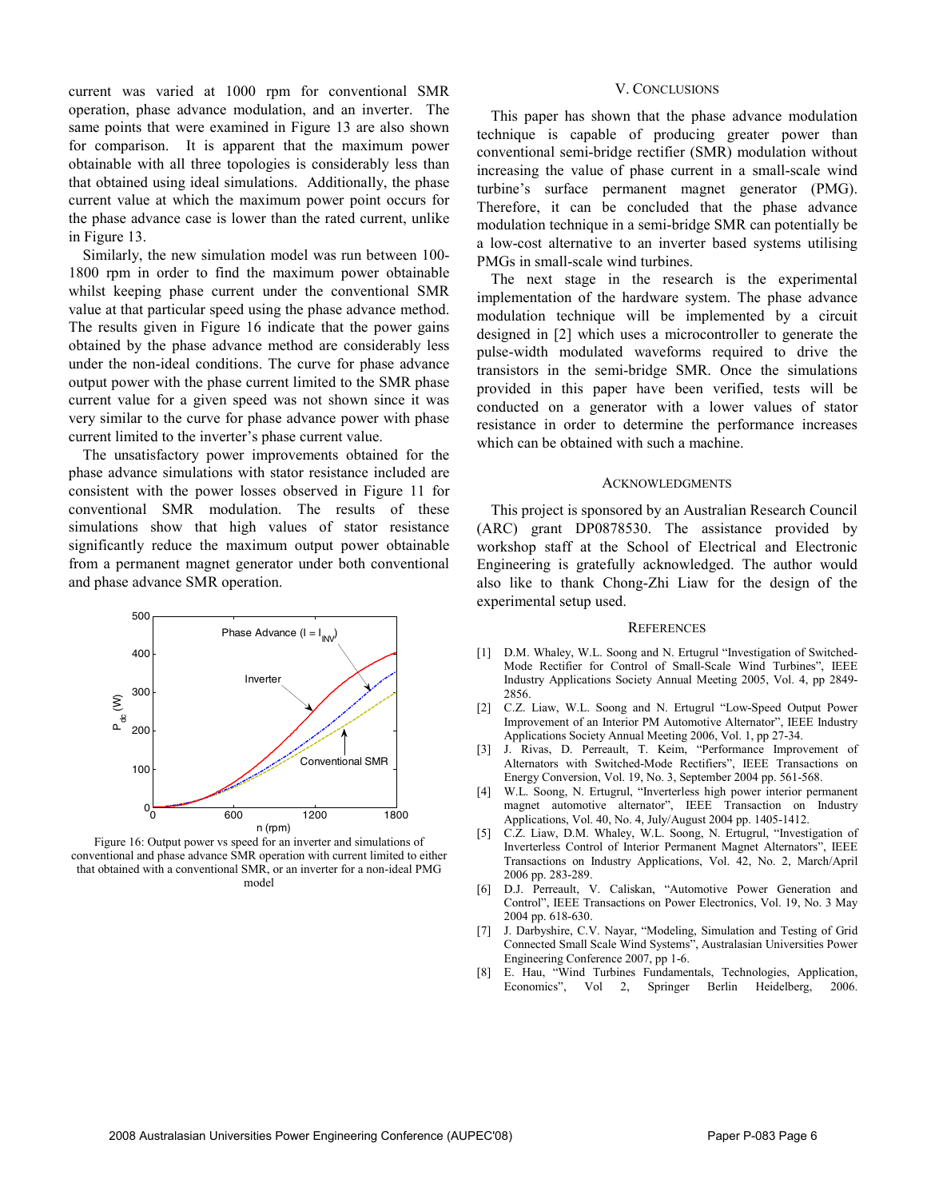current was varied at 1000 rpm for conventional SMR operation, phase advance modulation, and an inverter. The same points that were examined in Figure 13 are also shown for comparison. It is apparent that the maximum power obtainable with all three topologies is considerably less than that obtained using ideal simulations. Additionally, the phase current value at which the maximum power point occurs for the phase advance case is lower than the rated current, unlike in Figure 13.

Similarly, the new simulation model was run between 100-1800 rpm in order to find the maximum power obtainable whilst keeping phase current under the conventional SMR value at that particular speed using the phase advance method. The results given in Figure 16 indicate that the power gains obtained by the phase advance method are considerably less under the non-ideal conditions. The curve for phase advance output power with the phase current limited to the SMR phase current value for a given speed was not shown since it was very similar to the curve for phase advance power with phase current limited to the inverter's phase current value.

The unsatisfactory power improvements obtained for the phase advance simulations with stator resistance included are consistent with the power losses observed in Figure 11 for conventional SMR modulation. The results of these simulations show that high values of stator resistance significantly reduce the maximum output power obtainable from a permanent magnet generator under both conventional and phase advance SMR operation.

Phase Advance ($I = I_{INV}$)
Inverter
Conventional SMR
$P_{dc}$ (W)
500
400
300
200
100
0
0
600
1200
1800
n (rpm)

Figure 16: Output power vs speed for an inverter and simulations of conventional and phase advance SMR operation with current limited to either that obtained with a conventional SMR, or an inverter for a non-ideal PMG model

## V. Conclusions

This paper has shown that the phase advance modulation technique is capable of producing greater power than conventional semi-bridge rectifier (SMR) modulation without increasing the value of phase current in a small-scale wind turbine's surface permanent magnet generator (PMG). Therefore, it can be concluded that the phase advance modulation technique in a semi-bridge SMR can potentially be a low-cost alternative to an inverter based systems utilising PMGs in small-scale wind turbines.

The next stage in the research is the experimental implementation of the hardware system. The phase advance modulation technique will be implemented by a circuit designed in [2] which uses a microcontroller to generate the pulse-width modulated waveforms required to drive the transistors in the semi-bridge SMR. Once the simulations provided in this paper have been verified, tests will be conducted on a generator with a lower values of stator resistance in order to determine the performance increases which can be obtained with such a machine.

## Acknowledgments

This project is sponsored by an Australian Research Council (ARC) grant DP0878530. The assistance provided by workshop staff at the School of Electrical and Electronic Engineering is gratefully acknowledged. The author would also like to thank Chong-Zhi Liaw for the design of the experimental setup used.

## References

[1] D.M. Whaley, W.L. Soong and N. Ertugrul "Investigation of Switched-Mode Rectifier for Control of Small-Scale Wind Turbines", IEEE Industry Applications Society Annual Meeting 2005, Vol. 4, pp 2849-2856.

[2] C.Z. Liaw, W.L. Soong and N. Ertugrul "Low-Speed Output Power Improvement of an Interior PM Automotive Alternator", IEEE Industry Applications Society Annual Meeting 2006, Vol. 1, pp 27-34.

[3] J. Rivas, D. Perreault, T. Keim, "Performance Improvement of Alternators with Switched-Mode Rectifiers", IEEE Transactions on Energy Conversion, Vol. 19, No. 3, September 2004 pp. 561-568.

[4] W.L. Soong, N. Ertugrul, "Inverterless high power interior permanent magnet automotive alternator", IEEE Transaction on Industry Applications, Vol. 40, No. 4, July/August 2004 pp. 1405-1412.

[5] C.Z. Liaw, D.M. Whaley, W.L. Soong, N. Ertugrul, "Investigation of Inverterless Control of Interior Permanent Magnet Alternators", IEEE Transactions on Industry Applications, Vol. 42, No. 2, March/April 2006 pp. 283-289.

[6] D.J. Perreault, V. Caliskan, "Automotive Power Generation and Control", IEEE Transactions on Power Electronics, Vol. 19, No. 3 May 2004 pp. 618-630.

[7] J. Darbyshire, C.V. Nayar, "Modeling, Simulation and Testing of Grid Connected Small Scale Wind Systems", Australasian Universities Power Engineering Conference 2007, pp 1-6.

[8] E. Hau, "Wind Turbines Fundamentals, Technologies, Application, Economics", Vol 2, Springer Berlin Heidelberg, 2006.